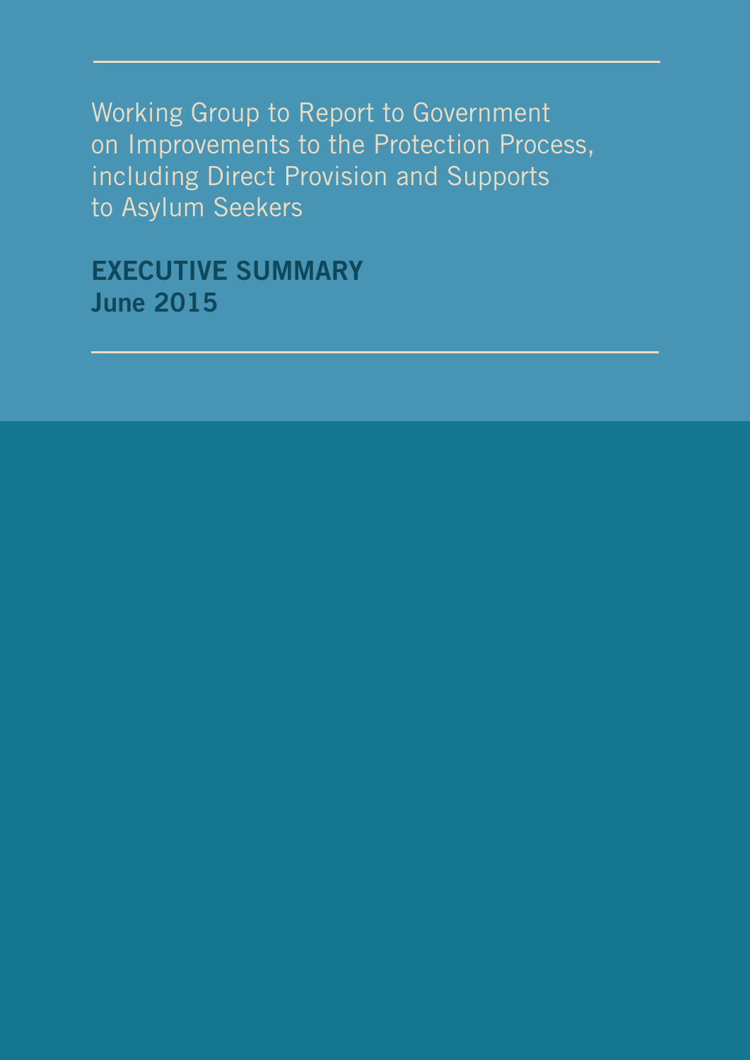# Working Group to Report to Government on Improvements to the Protection Process, including Direct Provision and Supports to Asylum Seekers

## EXECUTIVE SUMMARY
## June 2015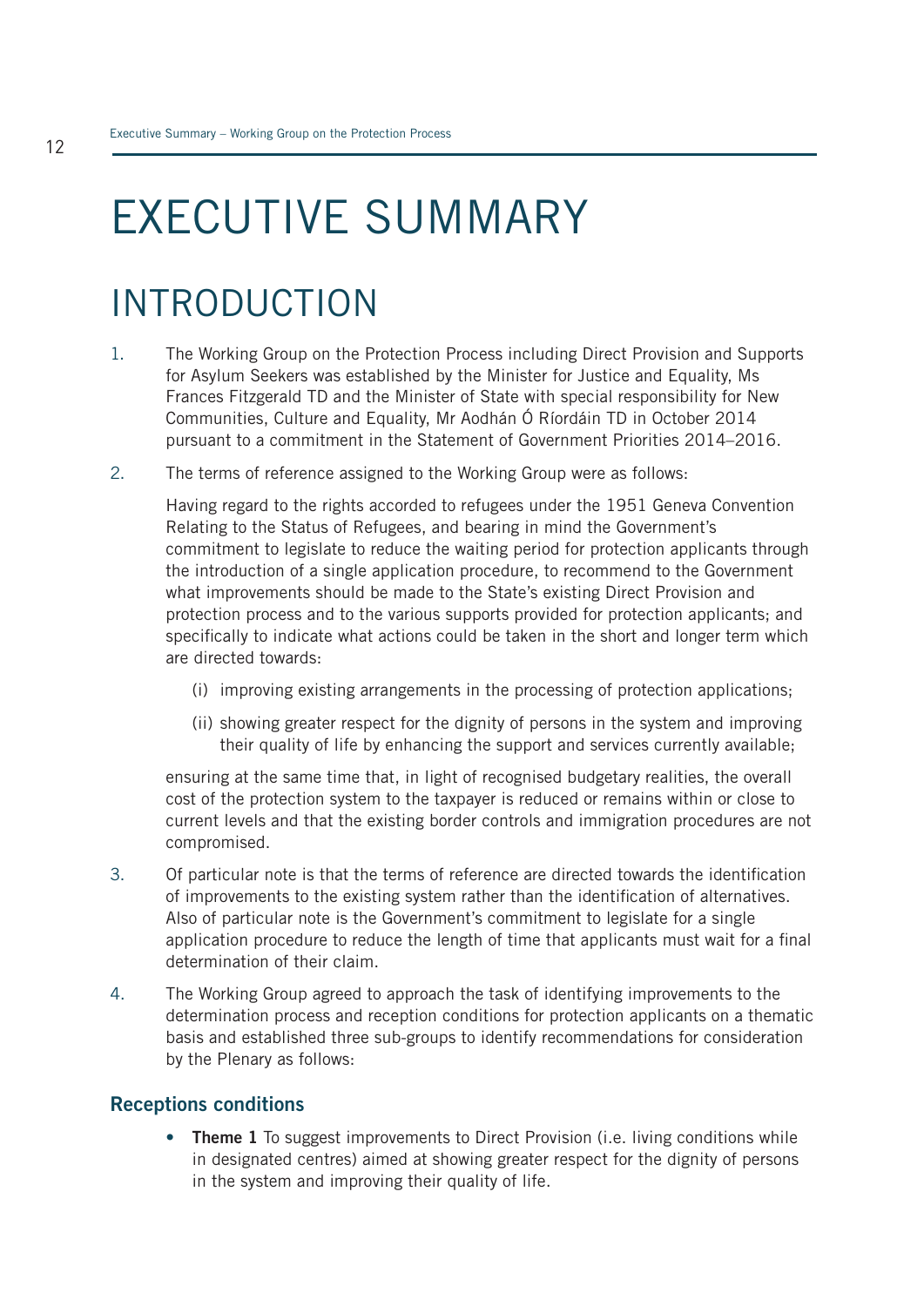# EXECUTIVE SUMMARY

## INTRODUCTION

1. The Working Group on the Protection Process including Direct Provision and Supports for Asylum Seekers was established by the Minister for Justice and Equality, Ms Frances Fitzgerald TD and the Minister of State with special responsibility for New Communities, Culture and Equality, Mr Aodhán Ó Ríordáin TD in October 2014 pursuant to a commitment in the Statement of Government Priorities 2014–2016.

2. The terms of reference assigned to the Working Group were as follows:

   Having regard to the rights accorded to refugees under the 1951 Geneva Convention Relating to the Status of Refugees, and bearing in mind the Government's commitment to legislate to reduce the waiting period for protection applicants through the introduction of a single application procedure, to recommend to the Government what improvements should be made to the State's existing Direct Provision and protection process and to the various supports provided for protection applicants; and specifically to indicate what actions could be taken in the short and longer term which are directed towards:

   (i) improving existing arrangements in the processing of protection applications;

   (ii) showing greater respect for the dignity of persons in the system and improving their quality of life by enhancing the support and services currently available;

   ensuring at the same time that, in light of recognised budgetary realities, the overall cost of the protection system to the taxpayer is reduced or remains within or close to current levels and that the existing border controls and immigration procedures are not compromised.

3. Of particular note is that the terms of reference are directed towards the identification of improvements to the existing system rather than the identification of alternatives. Also of particular note is the Government's commitment to legislate for a single application procedure to reduce the length of time that applicants must wait for a final determination of their claim.

4. The Working Group agreed to approach the task of identifying improvements to the determination process and reception conditions for protection applicants on a thematic basis and established three sub-groups to identify recommendations for consideration by the Plenary as follows:

### Receptions conditions

- **Theme 1** To suggest improvements to Direct Provision (i.e. living conditions while in designated centres) aimed at showing greater respect for the dignity of persons in the system and improving their quality of life.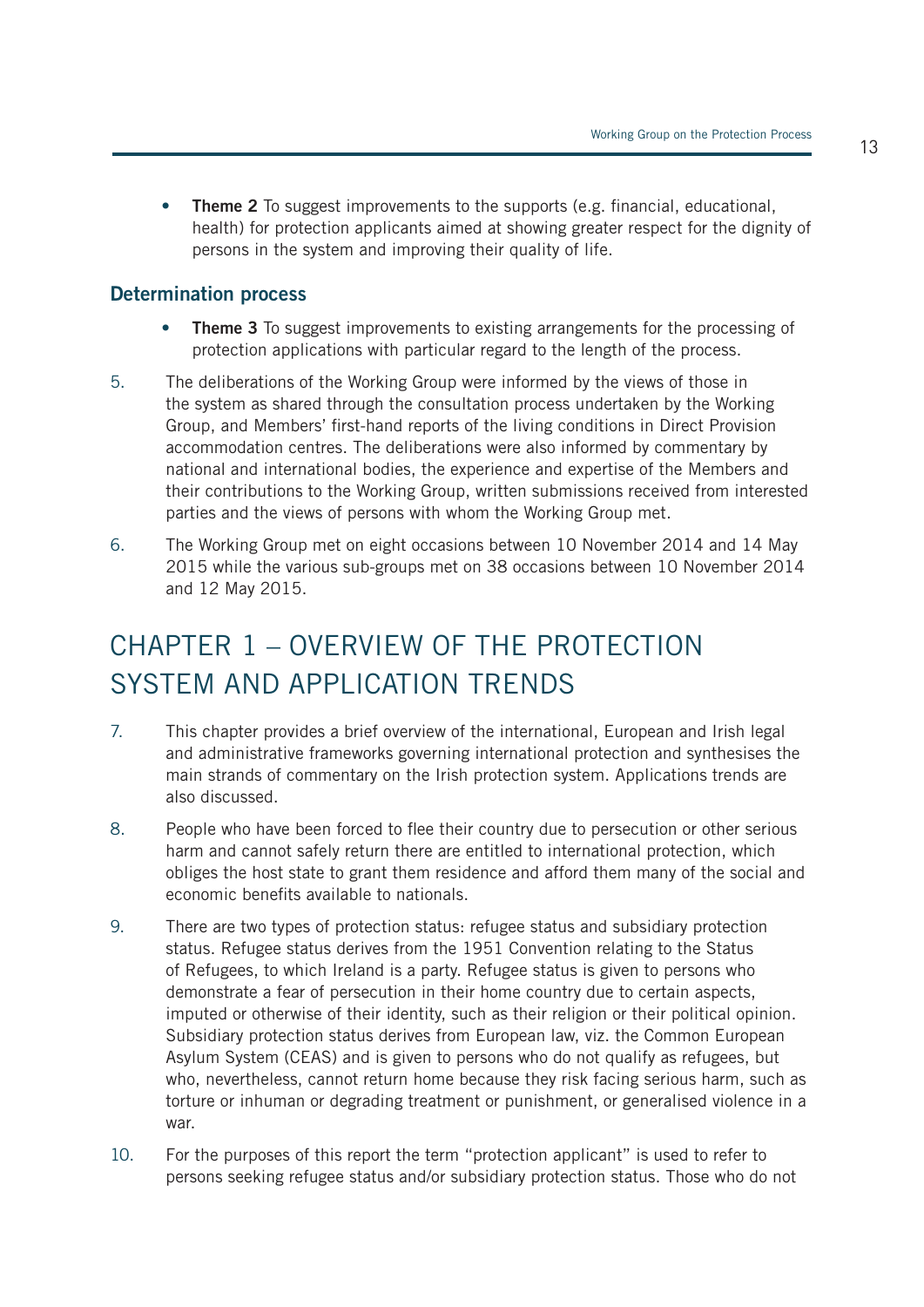- **Theme 2** To suggest improvements to the supports (e.g. financial, educational, health) for protection applicants aimed at showing greater respect for the dignity of persons in the system and improving their quality of life.

### Determination process

- **Theme 3** To suggest improvements to existing arrangements for the processing of protection applications with particular regard to the length of the process.

5. The deliberations of the Working Group were informed by the views of those in the system as shared through the consultation process undertaken by the Working Group, and Members' first-hand reports of the living conditions in Direct Provision accommodation centres. The deliberations were also informed by commentary by national and international bodies, the experience and expertise of the Members and their contributions to the Working Group, written submissions received from interested parties and the views of persons with whom the Working Group met.

6. The Working Group met on eight occasions between 10 November 2014 and 14 May 2015 while the various sub-groups met on 38 occasions between 10 November 2014 and 12 May 2015.

# CHAPTER 1 – OVERVIEW OF THE PROTECTION SYSTEM AND APPLICATION TRENDS

7. This chapter provides a brief overview of the international, European and Irish legal and administrative frameworks governing international protection and synthesises the main strands of commentary on the Irish protection system. Applications trends are also discussed.

8. People who have been forced to flee their country due to persecution or other serious harm and cannot safely return there are entitled to international protection, which obliges the host state to grant them residence and afford them many of the social and economic benefits available to nationals.

9. There are two types of protection status: refugee status and subsidiary protection status. Refugee status derives from the 1951 Convention relating to the Status of Refugees, to which Ireland is a party. Refugee status is given to persons who demonstrate a fear of persecution in their home country due to certain aspects, imputed or otherwise of their identity, such as their religion or their political opinion. Subsidiary protection status derives from European law, viz. the Common European Asylum System (CEAS) and is given to persons who do not qualify as refugees, but who, nevertheless, cannot return home because they risk facing serious harm, such as torture or inhuman or degrading treatment or punishment, or generalised violence in a war.

10. For the purposes of this report the term "protection applicant" is used to refer to persons seeking refugee status and/or subsidiary protection status. Those who do not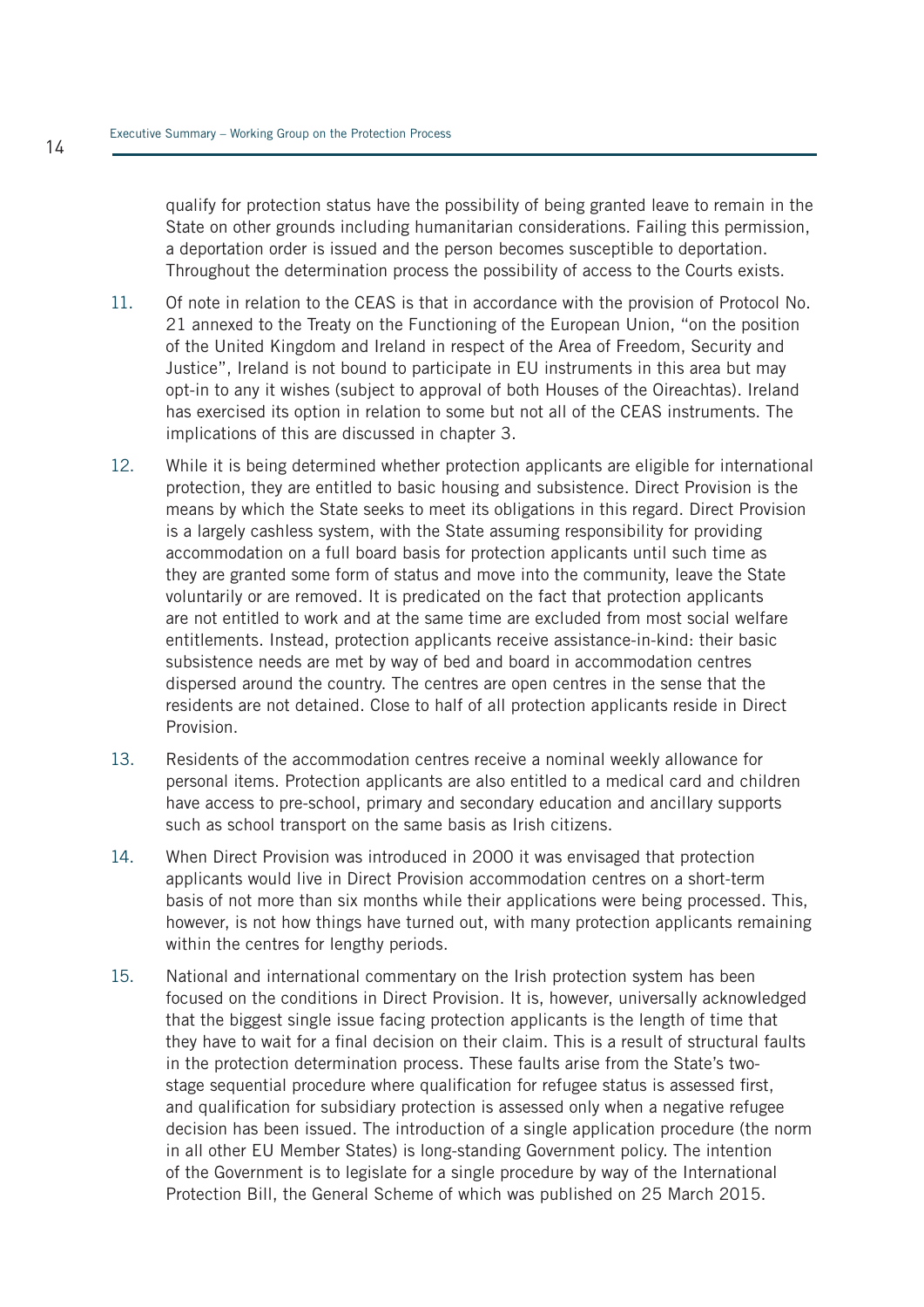qualify for protection status have the possibility of being granted leave to remain in the State on other grounds including humanitarian considerations. Failing this permission, a deportation order is issued and the person becomes susceptible to deportation. Throughout the determination process the possibility of access to the Courts exists.

11. Of note in relation to the CEAS is that in accordance with the provision of Protocol No. 21 annexed to the Treaty on the Functioning of the European Union, "on the position of the United Kingdom and Ireland in respect of the Area of Freedom, Security and Justice", Ireland is not bound to participate in EU instruments in this area but may opt-in to any it wishes (subject to approval of both Houses of the Oireachtas). Ireland has exercised its option in relation to some but not all of the CEAS instruments. The implications of this are discussed in chapter 3.

12. While it is being determined whether protection applicants are eligible for international protection, they are entitled to basic housing and subsistence. Direct Provision is the means by which the State seeks to meet its obligations in this regard. Direct Provision is a largely cashless system, with the State assuming responsibility for providing accommodation on a full board basis for protection applicants until such time as they are granted some form of status and move into the community, leave the State voluntarily or are removed. It is predicated on the fact that protection applicants are not entitled to work and at the same time are excluded from most social welfare entitlements. Instead, protection applicants receive assistance-in-kind: their basic subsistence needs are met by way of bed and board in accommodation centres dispersed around the country. The centres are open centres in the sense that the residents are not detained. Close to half of all protection applicants reside in Direct Provision.

13. Residents of the accommodation centres receive a nominal weekly allowance for personal items. Protection applicants are also entitled to a medical card and children have access to pre-school, primary and secondary education and ancillary supports such as school transport on the same basis as Irish citizens.

14. When Direct Provision was introduced in 2000 it was envisaged that protection applicants would live in Direct Provision accommodation centres on a short-term basis of not more than six months while their applications were being processed. This, however, is not how things have turned out, with many protection applicants remaining within the centres for lengthy periods.

15. National and international commentary on the Irish protection system has been focused on the conditions in Direct Provision. It is, however, universally acknowledged that the biggest single issue facing protection applicants is the length of time that they have to wait for a final decision on their claim. This is a result of structural faults in the protection determination process. These faults arise from the State's two-stage sequential procedure where qualification for refugee status is assessed first, and qualification for subsidiary protection is assessed only when a negative refugee decision has been issued. The introduction of a single application procedure (the norm in all other EU Member States) is long-standing Government policy. The intention of the Government is to legislate for a single procedure by way of the International Protection Bill, the General Scheme of which was published on 25 March 2015.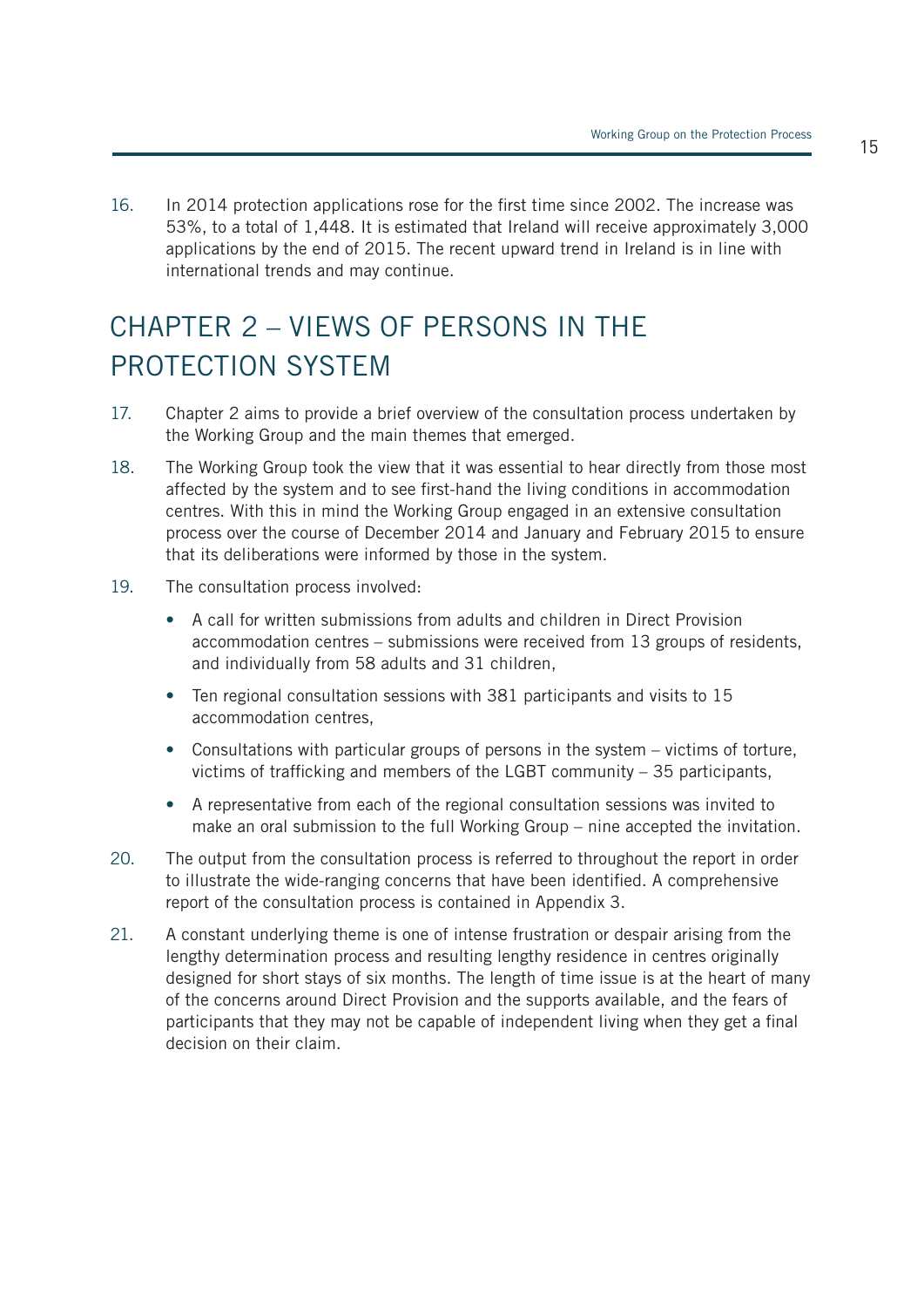16. In 2014 protection applications rose for the first time since 2002. The increase was 53%, to a total of 1,448. It is estimated that Ireland will receive approximately 3,000 applications by the end of 2015. The recent upward trend in Ireland is in line with international trends and may continue.

# CHAPTER 2 – VIEWS OF PERSONS IN THE PROTECTION SYSTEM

17. Chapter 2 aims to provide a brief overview of the consultation process undertaken by the Working Group and the main themes that emerged.

18. The Working Group took the view that it was essential to hear directly from those most affected by the system and to see first-hand the living conditions in accommodation centres. With this in mind the Working Group engaged in an extensive consultation process over the course of December 2014 and January and February 2015 to ensure that its deliberations were informed by those in the system.

19. The consultation process involved:

    - A call for written submissions from adults and children in Direct Provision accommodation centres – submissions were received from 13 groups of residents, and individually from 58 adults and 31 children,
    - Ten regional consultation sessions with 381 participants and visits to 15 accommodation centres,
    - Consultations with particular groups of persons in the system – victims of torture, victims of trafficking and members of the LGBT community – 35 participants,
    - A representative from each of the regional consultation sessions was invited to make an oral submission to the full Working Group – nine accepted the invitation.

20. The output from the consultation process is referred to throughout the report in order to illustrate the wide-ranging concerns that have been identified. A comprehensive report of the consultation process is contained in Appendix 3.

21. A constant underlying theme is one of intense frustration or despair arising from the lengthy determination process and resulting lengthy residence in centres originally designed for short stays of six months. The length of time issue is at the heart of many of the concerns around Direct Provision and the supports available, and the fears of participants that they may not be capable of independent living when they get a final decision on their claim.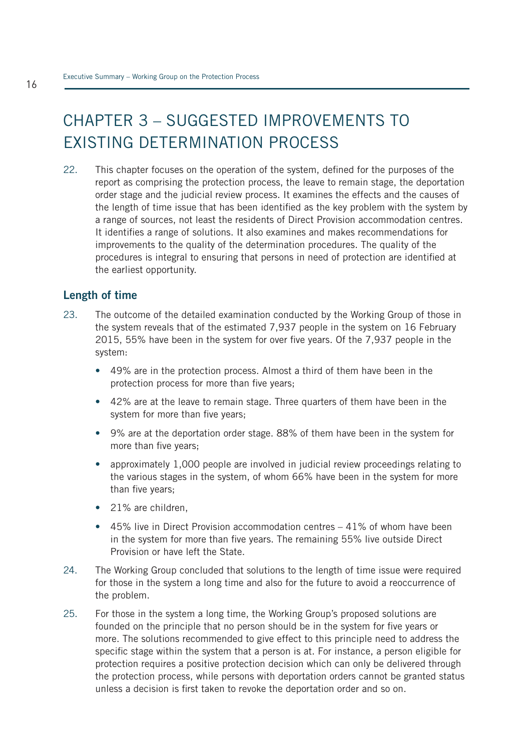# CHAPTER 3 – SUGGESTED IMPROVEMENTS TO EXISTING DETERMINATION PROCESS

22. This chapter focuses on the operation of the system, defined for the purposes of the report as comprising the protection process, the leave to remain stage, the deportation order stage and the judicial review process. It examines the effects and the causes of the length of time issue that has been identified as the key problem with the system by a range of sources, not least the residents of Direct Provision accommodation centres. It identifies a range of solutions. It also examines and makes recommendations for improvements to the quality of the determination procedures. The quality of the procedures is integral to ensuring that persons in need of protection are identified at the earliest opportunity.

## Length of time

23. The outcome of the detailed examination conducted by the Working Group of those in the system reveals that of the estimated 7,937 people in the system on 16 February 2015, 55% have been in the system for over five years. Of the 7,937 people in the system:

    - 49% are in the protection process. Almost a third of them have been in the protection process for more than five years;
    - 42% are at the leave to remain stage. Three quarters of them have been in the system for more than five years;
    - 9% are at the deportation order stage. 88% of them have been in the system for more than five years;
    - approximately 1,000 people are involved in judicial review proceedings relating to the various stages in the system, of whom 66% have been in the system for more than five years;
    - 21% are children,
    - 45% live in Direct Provision accommodation centres – 41% of whom have been in the system for more than five years. The remaining 55% live outside Direct Provision or have left the State.

24. The Working Group concluded that solutions to the length of time issue were required for those in the system a long time and also for the future to avoid a reoccurrence of the problem.

25. For those in the system a long time, the Working Group's proposed solutions are founded on the principle that no person should be in the system for five years or more. The solutions recommended to give effect to this principle need to address the specific stage within the system that a person is at. For instance, a person eligible for protection requires a positive protection decision which can only be delivered through the protection process, while persons with deportation orders cannot be granted status unless a decision is first taken to revoke the deportation order and so on.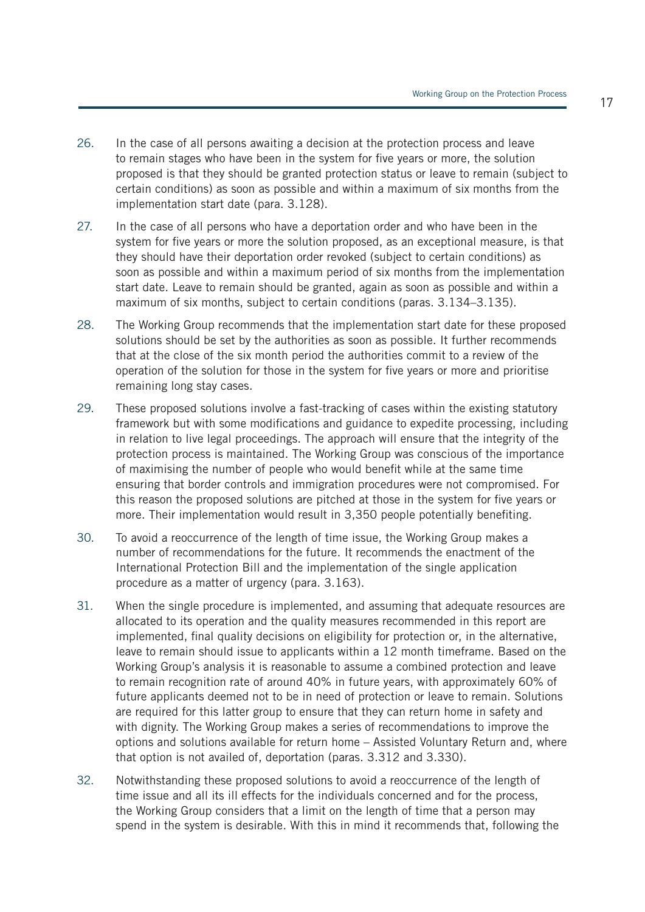26. In the case of all persons awaiting a decision at the protection process and leave to remain stages who have been in the system for five years or more, the solution proposed is that they should be granted protection status or leave to remain (subject to certain conditions) as soon as possible and within a maximum of six months from the implementation start date (para. 3.128).

27. In the case of all persons who have a deportation order and who have been in the system for five years or more the solution proposed, as an exceptional measure, is that they should have their deportation order revoked (subject to certain conditions) as soon as possible and within a maximum period of six months from the implementation start date. Leave to remain should be granted, again as soon as possible and within a maximum of six months, subject to certain conditions (paras. 3.134–3.135).

28. The Working Group recommends that the implementation start date for these proposed solutions should be set by the authorities as soon as possible. It further recommends that at the close of the six month period the authorities commit to a review of the operation of the solution for those in the system for five years or more and prioritise remaining long stay cases.

29. These proposed solutions involve a fast-tracking of cases within the existing statutory framework but with some modifications and guidance to expedite processing, including in relation to live legal proceedings. The approach will ensure that the integrity of the protection process is maintained. The Working Group was conscious of the importance of maximising the number of people who would benefit while at the same time ensuring that border controls and immigration procedures were not compromised. For this reason the proposed solutions are pitched at those in the system for five years or more. Their implementation would result in 3,350 people potentially benefiting.

30. To avoid a reoccurrence of the length of time issue, the Working Group makes a number of recommendations for the future. It recommends the enactment of the International Protection Bill and the implementation of the single application procedure as a matter of urgency (para. 3.163).

31. When the single procedure is implemented, and assuming that adequate resources are allocated to its operation and the quality measures recommended in this report are implemented, final quality decisions on eligibility for protection or, in the alternative, leave to remain should issue to applicants within a 12 month timeframe. Based on the Working Group's analysis it is reasonable to assume a combined protection and leave to remain recognition rate of around 40% in future years, with approximately 60% of future applicants deemed not to be in need of protection or leave to remain. Solutions are required for this latter group to ensure that they can return home in safety and with dignity. The Working Group makes a series of recommendations to improve the options and solutions available for return home – Assisted Voluntary Return and, where that option is not availed of, deportation (paras. 3.312 and 3.330).

32. Notwithstanding these proposed solutions to avoid a reoccurrence of the length of time issue and all its ill effects for the individuals concerned and for the process, the Working Group considers that a limit on the length of time that a person may spend in the system is desirable. With this in mind it recommends that, following the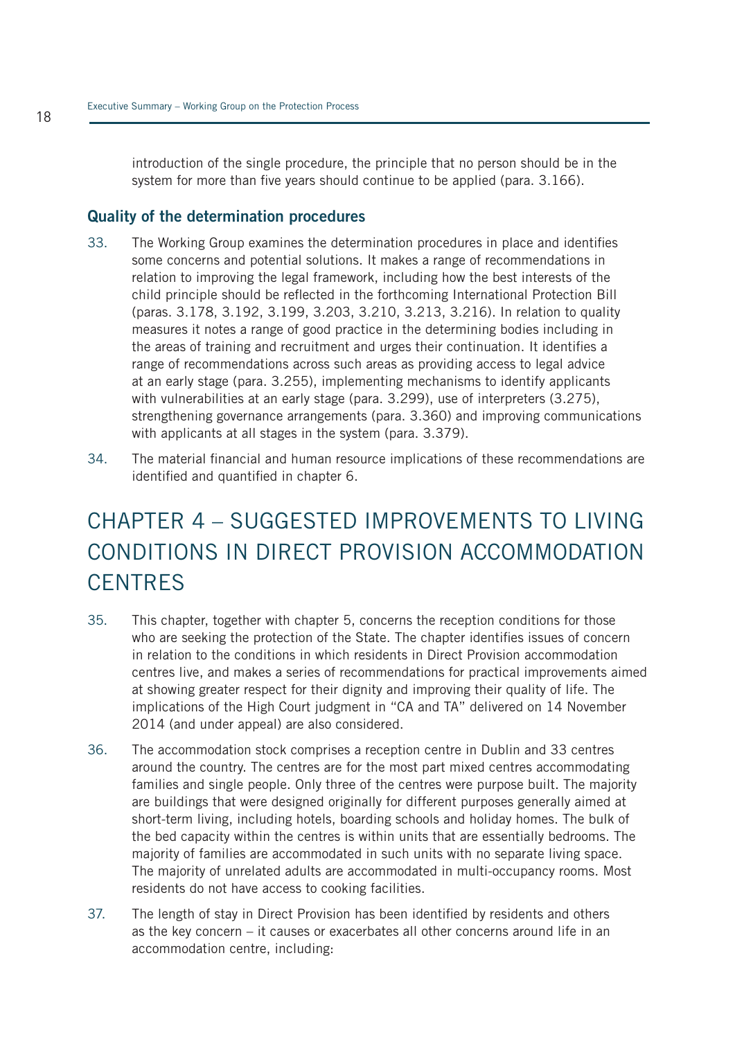introduction of the single procedure, the principle that no person should be in the system for more than five years should continue to be applied (para. 3.166).

### Quality of the determination procedures

33. The Working Group examines the determination procedures in place and identifies some concerns and potential solutions. It makes a range of recommendations in relation to improving the legal framework, including how the best interests of the child principle should be reflected in the forthcoming International Protection Bill (paras. 3.178, 3.192, 3.199, 3.203, 3.210, 3.213, 3.216). In relation to quality measures it notes a range of good practice in the determining bodies including in the areas of training and recruitment and urges their continuation. It identifies a range of recommendations across such areas as providing access to legal advice at an early stage (para. 3.255), implementing mechanisms to identify applicants with vulnerabilities at an early stage (para. 3.299), use of interpreters (3.275), strengthening governance arrangements (para. 3.360) and improving communications with applicants at all stages in the system (para. 3.379).

34. The material financial and human resource implications of these recommendations are identified and quantified in chapter 6.

## CHAPTER 4 – SUGGESTED IMPROVEMENTS TO LIVING CONDITIONS IN DIRECT PROVISION ACCOMMODATION CENTRES

35. This chapter, together with chapter 5, concerns the reception conditions for those who are seeking the protection of the State. The chapter identifies issues of concern in relation to the conditions in which residents in Direct Provision accommodation centres live, and makes a series of recommendations for practical improvements aimed at showing greater respect for their dignity and improving their quality of life. The implications of the High Court judgment in "CA and TA" delivered on 14 November 2014 (and under appeal) are also considered.

36. The accommodation stock comprises a reception centre in Dublin and 33 centres around the country. The centres are for the most part mixed centres accommodating families and single people. Only three of the centres were purpose built. The majority are buildings that were designed originally for different purposes generally aimed at short-term living, including hotels, boarding schools and holiday homes. The bulk of the bed capacity within the centres is within units that are essentially bedrooms. The majority of families are accommodated in such units with no separate living space. The majority of unrelated adults are accommodated in multi-occupancy rooms. Most residents do not have access to cooking facilities.

37. The length of stay in Direct Provision has been identified by residents and others as the key concern – it causes or exacerbates all other concerns around life in an accommodation centre, including: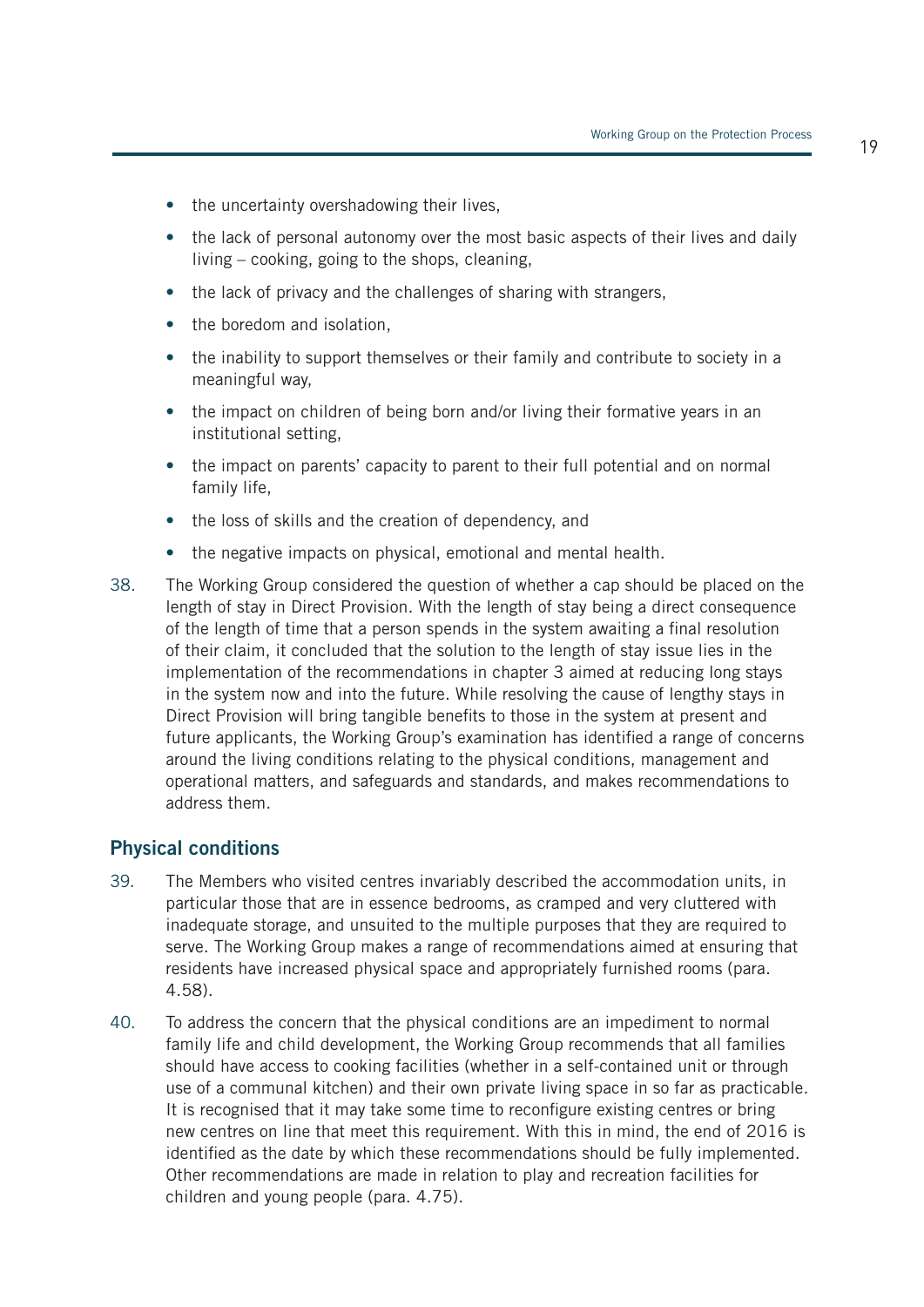- the uncertainty overshadowing their lives,
- the lack of personal autonomy over the most basic aspects of their lives and daily living – cooking, going to the shops, cleaning,
- the lack of privacy and the challenges of sharing with strangers,
- the boredom and isolation,
- the inability to support themselves or their family and contribute to society in a meaningful way,
- the impact on children of being born and/or living their formative years in an institutional setting,
- the impact on parents' capacity to parent to their full potential and on normal family life,
- the loss of skills and the creation of dependency, and
- the negative impacts on physical, emotional and mental health.

38. The Working Group considered the question of whether a cap should be placed on the length of stay in Direct Provision. With the length of stay being a direct consequence of the length of time that a person spends in the system awaiting a final resolution of their claim, it concluded that the solution to the length of stay issue lies in the implementation of the recommendations in chapter 3 aimed at reducing long stays in the system now and into the future. While resolving the cause of lengthy stays in Direct Provision will bring tangible benefits to those in the system at present and future applicants, the Working Group's examination has identified a range of concerns around the living conditions relating to the physical conditions, management and operational matters, and safeguards and standards, and makes recommendations to address them.

## Physical conditions

39. The Members who visited centres invariably described the accommodation units, in particular those that are in essence bedrooms, as cramped and very cluttered with inadequate storage, and unsuited to the multiple purposes that they are required to serve. The Working Group makes a range of recommendations aimed at ensuring that residents have increased physical space and appropriately furnished rooms (para. 4.58).

40. To address the concern that the physical conditions are an impediment to normal family life and child development, the Working Group recommends that all families should have access to cooking facilities (whether in a self-contained unit or through use of a communal kitchen) and their own private living space in so far as practicable. It is recognised that it may take some time to reconfigure existing centres or bring new centres on line that meet this requirement. With this in mind, the end of 2016 is identified as the date by which these recommendations should be fully implemented. Other recommendations are made in relation to play and recreation facilities for children and young people (para. 4.75).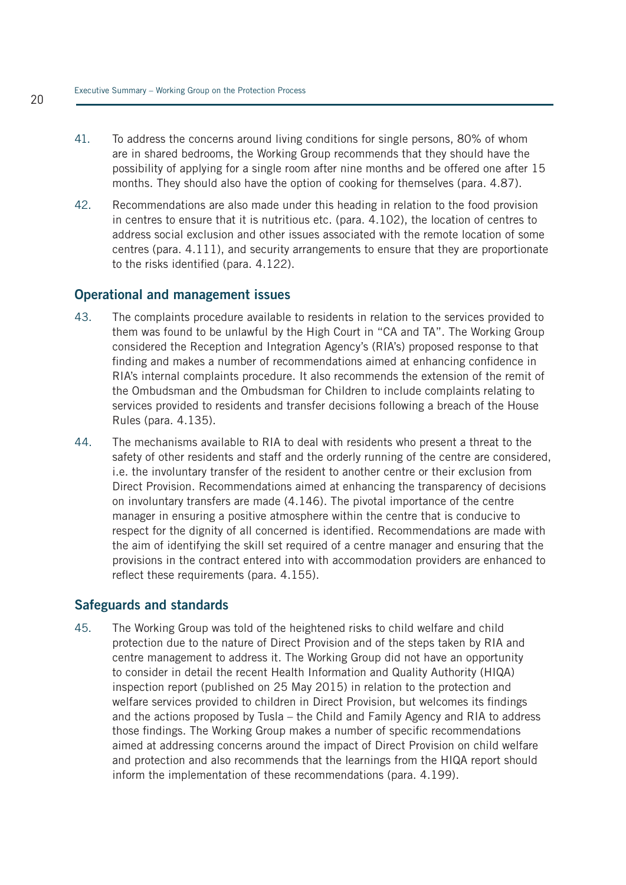41. To address the concerns around living conditions for single persons, 80% of whom are in shared bedrooms, the Working Group recommends that they should have the possibility of applying for a single room after nine months and be offered one after 15 months. They should also have the option of cooking for themselves (para. 4.87).

42. Recommendations are also made under this heading in relation to the food provision in centres to ensure that it is nutritious etc. (para. 4.102), the location of centres to address social exclusion and other issues associated with the remote location of some centres (para. 4.111), and security arrangements to ensure that they are proportionate to the risks identified (para. 4.122).

## Operational and management issues

43. The complaints procedure available to residents in relation to the services provided to them was found to be unlawful by the High Court in "CA and TA". The Working Group considered the Reception and Integration Agency's (RIA's) proposed response to that finding and makes a number of recommendations aimed at enhancing confidence in RIA's internal complaints procedure. It also recommends the extension of the remit of the Ombudsman and the Ombudsman for Children to include complaints relating to services provided to residents and transfer decisions following a breach of the House Rules (para. 4.135).

44. The mechanisms available to RIA to deal with residents who present a threat to the safety of other residents and staff and the orderly running of the centre are considered, i.e. the involuntary transfer of the resident to another centre or their exclusion from Direct Provision. Recommendations aimed at enhancing the transparency of decisions on involuntary transfers are made (4.146). The pivotal importance of the centre manager in ensuring a positive atmosphere within the centre that is conducive to respect for the dignity of all concerned is identified. Recommendations are made with the aim of identifying the skill set required of a centre manager and ensuring that the provisions in the contract entered into with accommodation providers are enhanced to reflect these requirements (para. 4.155).

## Safeguards and standards

45. The Working Group was told of the heightened risks to child welfare and child protection due to the nature of Direct Provision and of the steps taken by RIA and centre management to address it. The Working Group did not have an opportunity to consider in detail the recent Health Information and Quality Authority (HIQA) inspection report (published on 25 May 2015) in relation to the protection and welfare services provided to children in Direct Provision, but welcomes its findings and the actions proposed by Tusla – the Child and Family Agency and RIA to address those findings. The Working Group makes a number of specific recommendations aimed at addressing concerns around the impact of Direct Provision on child welfare and protection and also recommends that the learnings from the HIQA report should inform the implementation of these recommendations (para. 4.199).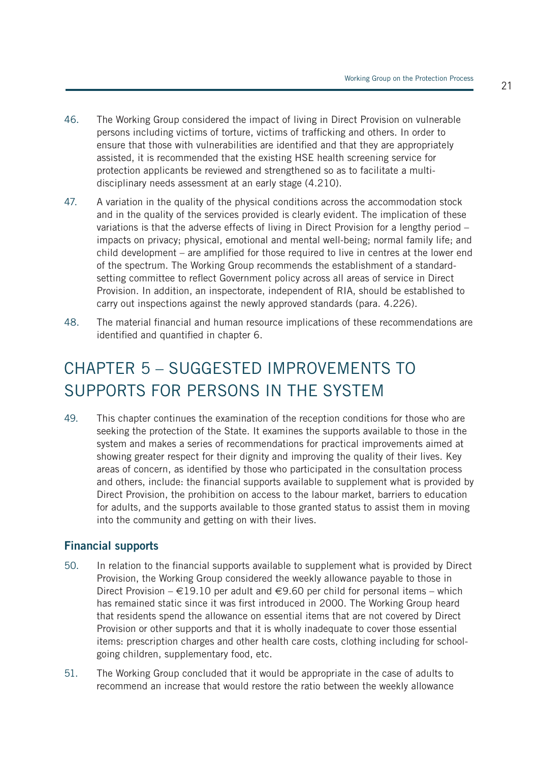46. The Working Group considered the impact of living in Direct Provision on vulnerable persons including victims of torture, victims of trafficking and others. In order to ensure that those with vulnerabilities are identified and that they are appropriately assisted, it is recommended that the existing HSE health screening service for protection applicants be reviewed and strengthened so as to facilitate a multi-disciplinary needs assessment at an early stage (4.210).

47. A variation in the quality of the physical conditions across the accommodation stock and in the quality of the services provided is clearly evident. The implication of these variations is that the adverse effects of living in Direct Provision for a lengthy period – impacts on privacy; physical, emotional and mental well-being; normal family life; and child development – are amplified for those required to live in centres at the lower end of the spectrum. The Working Group recommends the establishment of a standard-setting committee to reflect Government policy across all areas of service in Direct Provision. In addition, an inspectorate, independent of RIA, should be established to carry out inspections against the newly approved standards (para. 4.226).

48. The material financial and human resource implications of these recommendations are identified and quantified in chapter 6.

# CHAPTER 5 – SUGGESTED IMPROVEMENTS TO SUPPORTS FOR PERSONS IN THE SYSTEM

49. This chapter continues the examination of the reception conditions for those who are seeking the protection of the State. It examines the supports available to those in the system and makes a series of recommendations for practical improvements aimed at showing greater respect for their dignity and improving the quality of their lives. Key areas of concern, as identified by those who participated in the consultation process and others, include: the financial supports available to supplement what is provided by Direct Provision, the prohibition on access to the labour market, barriers to education for adults, and the supports available to those granted status to assist them in moving into the community and getting on with their lives.

## Financial supports

50. In relation to the financial supports available to supplement what is provided by Direct Provision, the Working Group considered the weekly allowance payable to those in Direct Provision – €19.10 per adult and €9.60 per child for personal items – which has remained static since it was first introduced in 2000. The Working Group heard that residents spend the allowance on essential items that are not covered by Direct Provision or other supports and that it is wholly inadequate to cover those essential items: prescription charges and other health care costs, clothing including for school-going children, supplementary food, etc.

51. The Working Group concluded that it would be appropriate in the case of adults to recommend an increase that would restore the ratio between the weekly allowance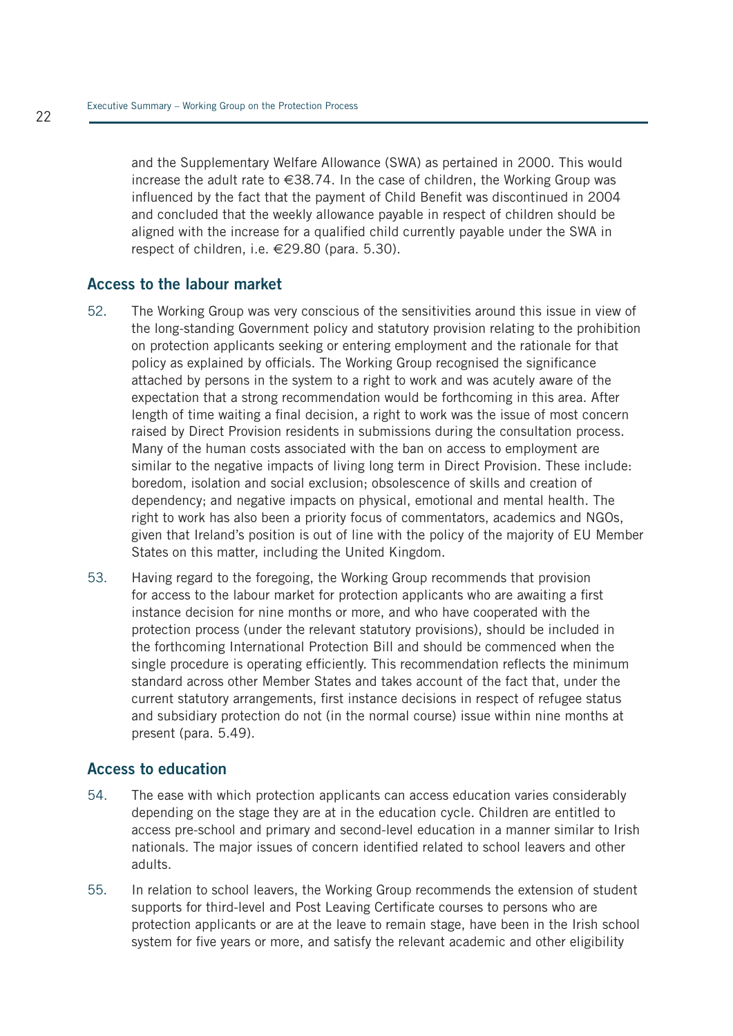and the Supplementary Welfare Allowance (SWA) as pertained in 2000. This would increase the adult rate to €38.74. In the case of children, the Working Group was influenced by the fact that the payment of Child Benefit was discontinued in 2004 and concluded that the weekly allowance payable in respect of children should be aligned with the increase for a qualified child currently payable under the SWA in respect of children, i.e. €29.80 (para. 5.30).

## Access to the labour market

52. The Working Group was very conscious of the sensitivities around this issue in view of the long-standing Government policy and statutory provision relating to the prohibition on protection applicants seeking or entering employment and the rationale for that policy as explained by officials. The Working Group recognised the significance attached by persons in the system to a right to work and was acutely aware of the expectation that a strong recommendation would be forthcoming in this area. After length of time waiting a final decision, a right to work was the issue of most concern raised by Direct Provision residents in submissions during the consultation process. Many of the human costs associated with the ban on access to employment are similar to the negative impacts of living long term in Direct Provision. These include: boredom, isolation and social exclusion; obsolescence of skills and creation of dependency; and negative impacts on physical, emotional and mental health. The right to work has also been a priority focus of commentators, academics and NGOs, given that Ireland's position is out of line with the policy of the majority of EU Member States on this matter, including the United Kingdom.

53. Having regard to the foregoing, the Working Group recommends that provision for access to the labour market for protection applicants who are awaiting a first instance decision for nine months or more, and who have cooperated with the protection process (under the relevant statutory provisions), should be included in the forthcoming International Protection Bill and should be commenced when the single procedure is operating efficiently. This recommendation reflects the minimum standard across other Member States and takes account of the fact that, under the current statutory arrangements, first instance decisions in respect of refugee status and subsidiary protection do not (in the normal course) issue within nine months at present (para. 5.49).

## Access to education

54. The ease with which protection applicants can access education varies considerably depending on the stage they are at in the education cycle. Children are entitled to access pre-school and primary and second-level education in a manner similar to Irish nationals. The major issues of concern identified related to school leavers and other adults.

55. In relation to school leavers, the Working Group recommends the extension of student supports for third-level and Post Leaving Certificate courses to persons who are protection applicants or are at the leave to remain stage, have been in the Irish school system for five years or more, and satisfy the relevant academic and other eligibility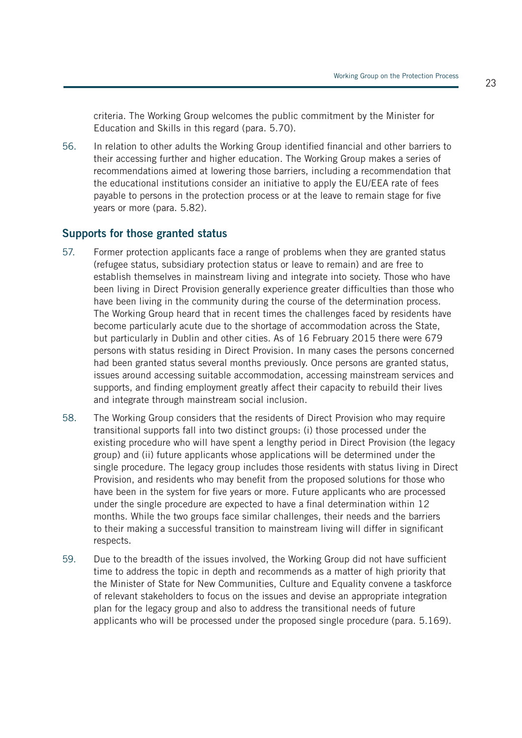criteria. The Working Group welcomes the public commitment by the Minister for Education and Skills in this regard (para. 5.70).

56. In relation to other adults the Working Group identified financial and other barriers to their accessing further and higher education. The Working Group makes a series of recommendations aimed at lowering those barriers, including a recommendation that the educational institutions consider an initiative to apply the EU/EEA rate of fees payable to persons in the protection process or at the leave to remain stage for five years or more (para. 5.82).

## Supports for those granted status

57. Former protection applicants face a range of problems when they are granted status (refugee status, subsidiary protection status or leave to remain) and are free to establish themselves in mainstream living and integrate into society. Those who have been living in Direct Provision generally experience greater difficulties than those who have been living in the community during the course of the determination process. The Working Group heard that in recent times the challenges faced by residents have become particularly acute due to the shortage of accommodation across the State, but particularly in Dublin and other cities. As of 16 February 2015 there were 679 persons with status residing in Direct Provision. In many cases the persons concerned had been granted status several months previously. Once persons are granted status, issues around accessing suitable accommodation, accessing mainstream services and supports, and finding employment greatly affect their capacity to rebuild their lives and integrate through mainstream social inclusion.

58. The Working Group considers that the residents of Direct Provision who may require transitional supports fall into two distinct groups: (i) those processed under the existing procedure who will have spent a lengthy period in Direct Provision (the legacy group) and (ii) future applicants whose applications will be determined under the single procedure. The legacy group includes those residents with status living in Direct Provision, and residents who may benefit from the proposed solutions for those who have been in the system for five years or more. Future applicants who are processed under the single procedure are expected to have a final determination within 12 months. While the two groups face similar challenges, their needs and the barriers to their making a successful transition to mainstream living will differ in significant respects.

59. Due to the breadth of the issues involved, the Working Group did not have sufficient time to address the topic in depth and recommends as a matter of high priority that the Minister of State for New Communities, Culture and Equality convene a taskforce of relevant stakeholders to focus on the issues and devise an appropriate integration plan for the legacy group and also to address the transitional needs of future applicants who will be processed under the proposed single procedure (para. 5.169).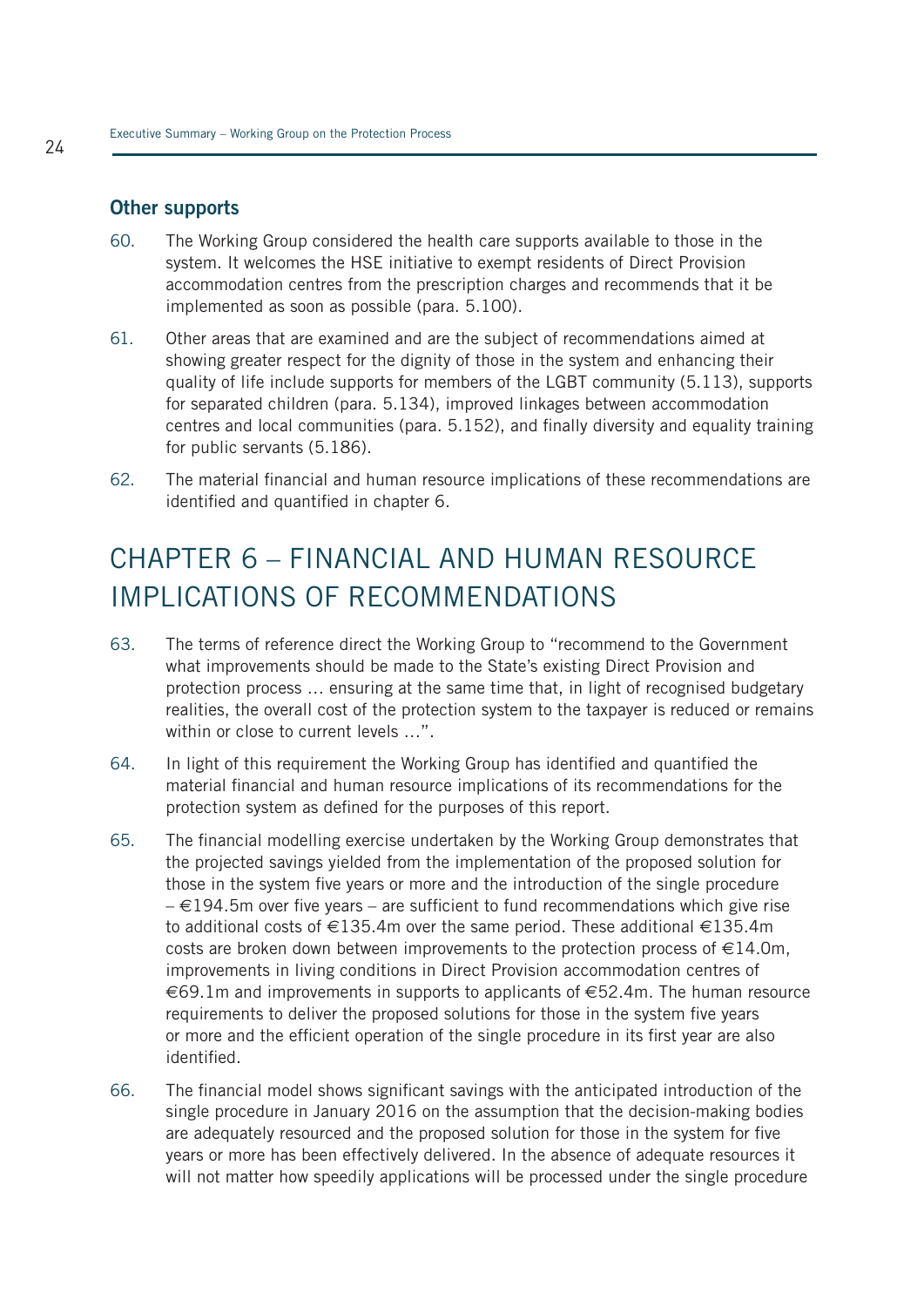### Other supports

60. The Working Group considered the health care supports available to those in the system. It welcomes the HSE initiative to exempt residents of Direct Provision accommodation centres from the prescription charges and recommends that it be implemented as soon as possible (para. 5.100).

61. Other areas that are examined and are the subject of recommendations aimed at showing greater respect for the dignity of those in the system and enhancing their quality of life include supports for members of the LGBT community (5.113), supports for separated children (para. 5.134), improved linkages between accommodation centres and local communities (para. 5.152), and finally diversity and equality training for public servants (5.186).

62. The material financial and human resource implications of these recommendations are identified and quantified in chapter 6.

## CHAPTER 6 – FINANCIAL AND HUMAN RESOURCE IMPLICATIONS OF RECOMMENDATIONS

63. The terms of reference direct the Working Group to "recommend to the Government what improvements should be made to the State's existing Direct Provision and protection process … ensuring at the same time that, in light of recognised budgetary realities, the overall cost of the protection system to the taxpayer is reduced or remains within or close to current levels …".

64. In light of this requirement the Working Group has identified and quantified the material financial and human resource implications of its recommendations for the protection system as defined for the purposes of this report.

65. The financial modelling exercise undertaken by the Working Group demonstrates that the projected savings yielded from the implementation of the proposed solution for those in the system five years or more and the introduction of the single procedure – €194.5m over five years – are sufficient to fund recommendations which give rise to additional costs of €135.4m over the same period. These additional €135.4m costs are broken down between improvements to the protection process of €14.0m, improvements in living conditions in Direct Provision accommodation centres of €69.1m and improvements in supports to applicants of €52.4m. The human resource requirements to deliver the proposed solutions for those in the system five years or more and the efficient operation of the single procedure in its first year are also identified.

66. The financial model shows significant savings with the anticipated introduction of the single procedure in January 2016 on the assumption that the decision-making bodies are adequately resourced and the proposed solution for those in the system for five years or more has been effectively delivered. In the absence of adequate resources it will not matter how speedily applications will be processed under the single procedure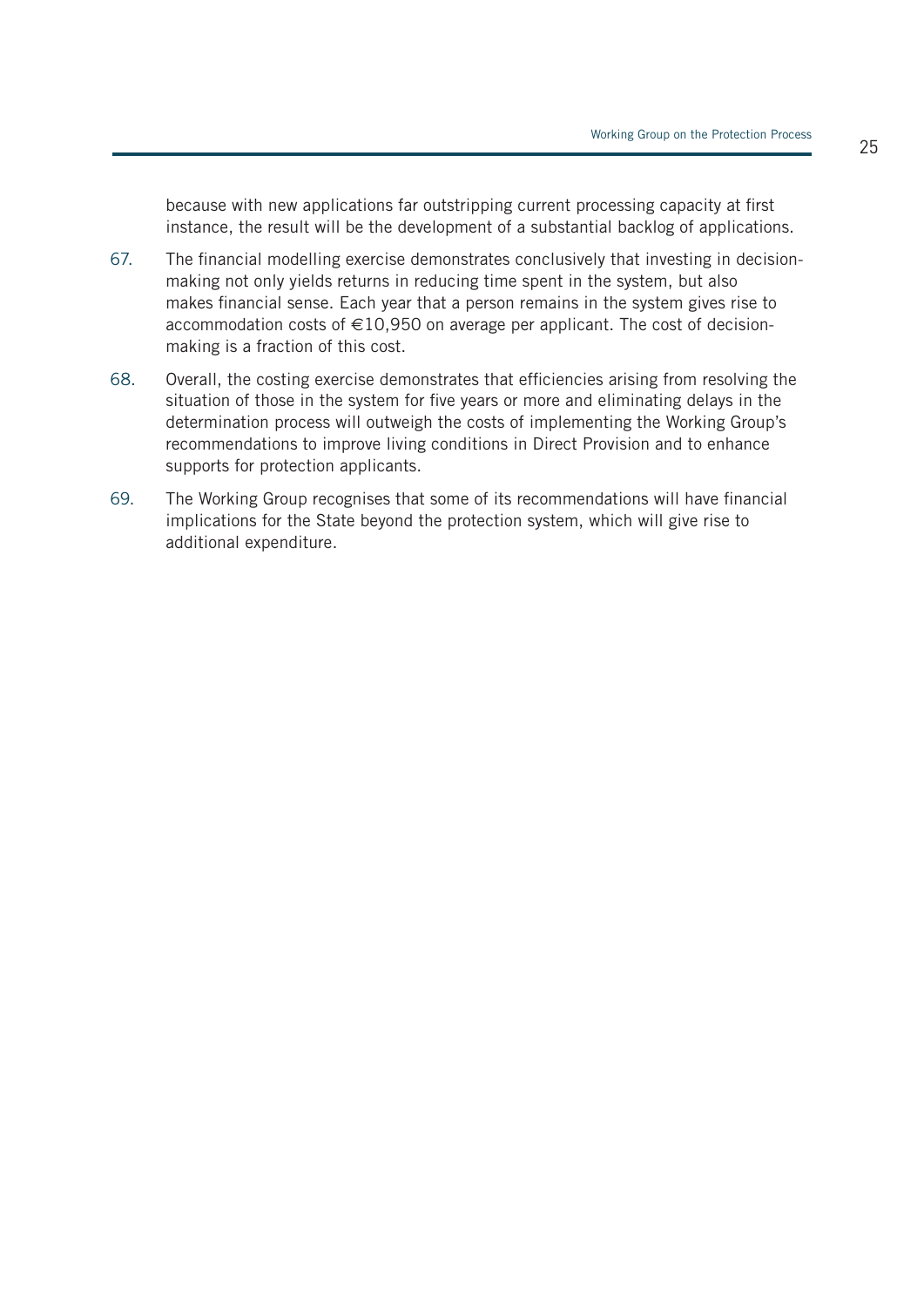because with new applications far outstripping current processing capacity at first instance, the result will be the development of a substantial backlog of applications.

67. The financial modelling exercise demonstrates conclusively that investing in decision-making not only yields returns in reducing time spent in the system, but also makes financial sense. Each year that a person remains in the system gives rise to accommodation costs of €10,950 on average per applicant. The cost of decision-making is a fraction of this cost.

68. Overall, the costing exercise demonstrates that efficiencies arising from resolving the situation of those in the system for five years or more and eliminating delays in the determination process will outweigh the costs of implementing the Working Group's recommendations to improve living conditions in Direct Provision and to enhance supports for protection applicants.

69. The Working Group recognises that some of its recommendations will have financial implications for the State beyond the protection system, which will give rise to additional expenditure.